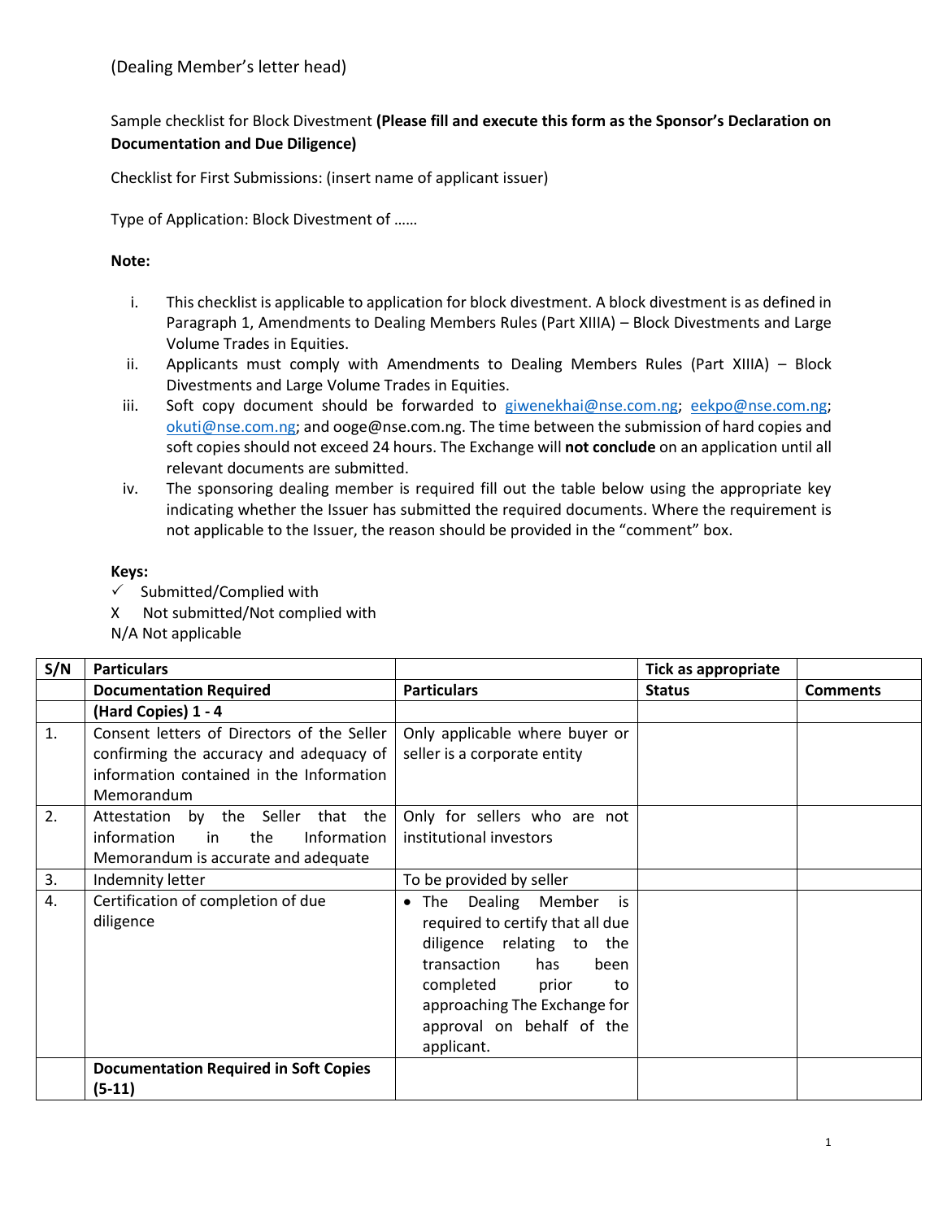(Dealing Member's letter head)

Sample checklist for Block Divestment **(Please fill and execute this form as the Sponsor's Declaration on Documentation and Due Diligence)**

Checklist for First Submissions: (insert name of applicant issuer)

Type of Application: Block Divestment of ……

**Note:**

i. This checklist is applicable to application for block divestment. A block divestment is as defined in Paragraph 1, Amendments to Dealing Members Rules (Part XIIIA) – Block Divestments and Large Volume Trades in Equities.
ii. Applicants must comply with Amendments to Dealing Members Rules (Part XIIIA) – Block Divestments and Large Volume Trades in Equities.
iii. Soft copy document should be forwarded to giwenekhai@nse.com.ng; eekpo@nse.com.ng; okuti@nse.com.ng; and ooge@nse.com.ng. The time between the submission of hard copies and soft copies should not exceed 24 hours. The Exchange will **not conclude** on an application until all relevant documents are submitted.
iv. The sponsoring dealing member is required fill out the table below using the appropriate key indicating whether the Issuer has submitted the required documents. Where the requirement is not applicable to the Issuer, the reason should be provided in the "comment" box.

**Keys:**

✓ Submitted/Complied with

X Not submitted/Not complied with

N/A Not applicable

| S/N | Particulars | | Tick as appropriate | |
|---|---|---|---|---|
| | **Documentation Required** | **Particulars** | **Status** | **Comments** |
| | **(Hard Copies) 1 - 4** | | | |
| 1. | Consent letters of Directors of the Seller confirming the accuracy and adequacy of information contained in the Information Memorandum | Only applicable where buyer or seller is a corporate entity | | |
| 2. | Attestation by the Seller that the information in the Information Memorandum is accurate and adequate | Only for sellers who are not institutional investors | | |
| 3. | Indemnity letter | To be provided by seller | | |
| 4. | Certification of completion of due diligence | • The Dealing Member is required to certify that all due diligence relating to the transaction has been completed prior to approaching The Exchange for approval on behalf of the applicant. | | |
| | **Documentation Required in Soft Copies (5-11)** | | | |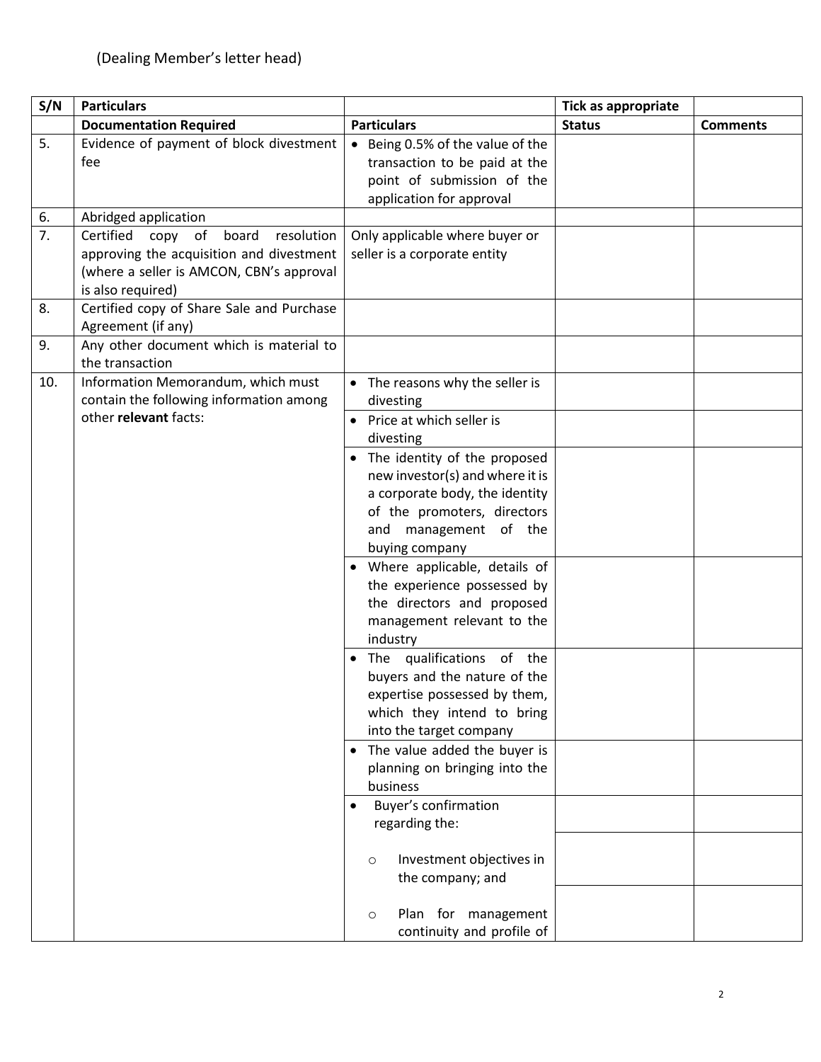(Dealing Member's letter head)

| S/N | Particulars | | Tick as appropriate | |
|---|---|---|---|---|
| | **Documentation Required** | **Particulars** | **Status** | **Comments** |
| 5. | Evidence of payment of block divestment fee | • Being 0.5% of the value of the transaction to be paid at the point of submission of the application for approval | | |
| 6. | Abridged application | | | |
| 7. | Certified copy of board resolution approving the acquisition and divestment (where a seller is AMCON, CBN's approval is also required) | Only applicable where buyer or seller is a corporate entity | | |
| 8. | Certified copy of Share Sale and Purchase Agreement (if any) | | | |
| 9. | Any other document which is material to the transaction | | | |
| 10. | Information Memorandum, which must contain the following information among other **relevant** facts: | • The reasons why the seller is divesting | | |
| | | • Price at which seller is divesting | | |
| | | • The identity of the proposed new investor(s) and where it is a corporate body, the identity of the promoters, directors and management of the buying company | | |
| | | • Where applicable, details of the experience possessed by the directors and proposed management relevant to the industry | | |
| | | • The qualifications of the buyers and the nature of the expertise possessed by them, which they intend to bring into the target company | | |
| | | • The value added the buyer is planning on bringing into the business | | |
| | | • Buyer's confirmation regarding the: | | |
| | | ○ Investment objectives in the company; and | | |
| | | ○ Plan for management continuity and profile of | | |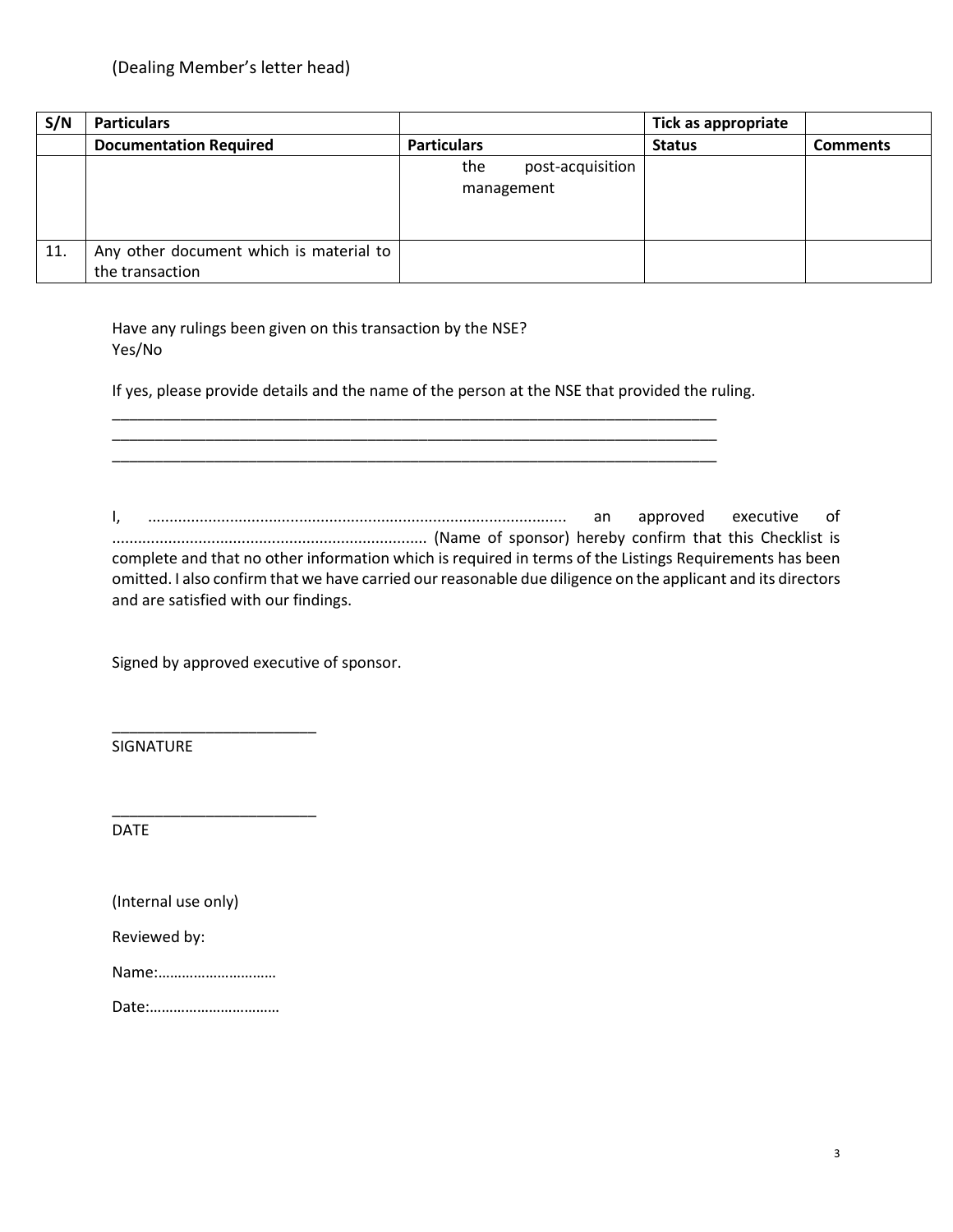(Dealing Member's letter head)

| S/N | Particulars | | Tick as appropriate | |
|---|---|---|---|---|
| | **Documentation Required** | **Particulars** | **Status** | **Comments** |
| | | the post-acquisition management | | |
| 11. | Any other document which is material to the transaction | | | |

Have any rulings been given on this transaction by the NSE?
Yes/No

If yes, please provide details and the name of the person at the NSE that provided the ruling.

___________________________________________________________________________
___________________________________________________________________________
___________________________________________________________________________

I, ................................................................................................ an approved executive of ........................................................................ (Name of sponsor) hereby confirm that this Checklist is complete and that no other information which is required in terms of the Listings Requirements has been omitted. I also confirm that we have carried our reasonable due diligence on the applicant and its directors and are satisfied with our findings.

Signed by approved executive of sponsor.

________________________
SIGNATURE

________________________
DATE

(Internal use only)

Reviewed by:

Name:…………………………

Date:……………………………